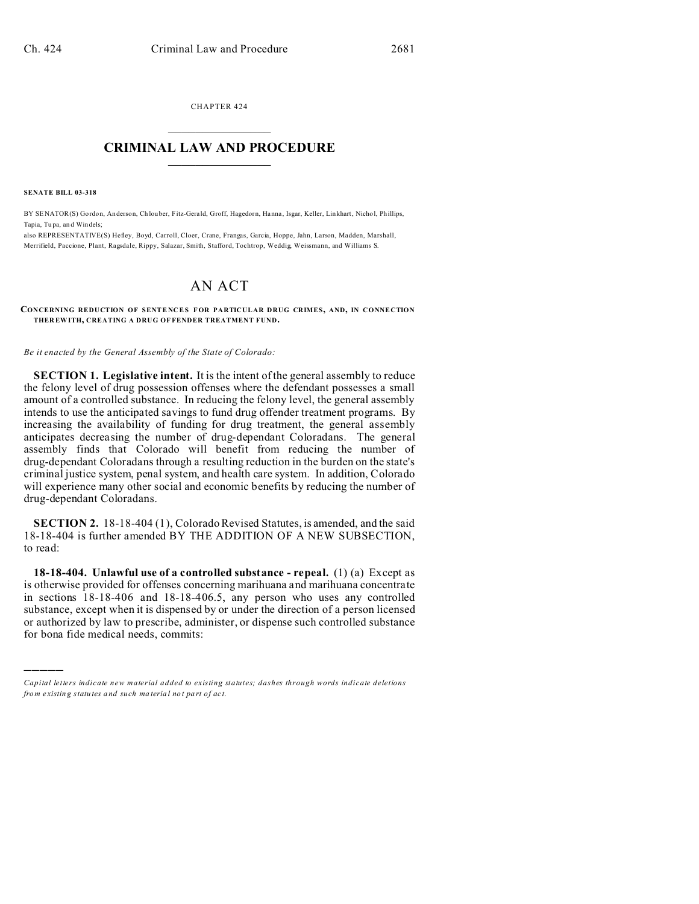CHAPTER 424

# CRIMINAL LAW AND PROCEDURE

**SENATE BILL 03-318**

BY SENATOR(S) Gordon, Anderson, Chlouber, Fitz-Gerald, Groff, Hagedorn, Hanna, Isgar, Keller, Linkhart, Nichol, Phillips, Tapia, Tupa, and Windels;
also REPRESENTATIVE(S) Hefley, Boyd, Carroll, Cloer, Crane, Frangas, Garcia, Hoppe, Jahn, Larson, Madden, Marshall, Merrifield, Paccione, Plant, Ragsdale, Rippy, Salazar, Smith, Stafford, Tochtrop, Weddig, Weissmann, and Williams S.

## AN ACT

**CONCERNING REDUCTION OF SENTENCES FOR PARTICULAR DRUG CRIMES, AND, IN CONNECTION THEREWITH, CREATING A DRUG OFFENDER TREATMENT FUND.**

*Be it enacted by the General Assembly of the State of Colorado:*

**SECTION 1. Legislative intent.** It is the intent of the general assembly to reduce the felony level of drug possession offenses where the defendant possesses a small amount of a controlled substance. In reducing the felony level, the general assembly intends to use the anticipated savings to fund drug offender treatment programs. By increasing the availability of funding for drug treatment, the general assembly anticipates decreasing the number of drug-dependant Coloradans. The general assembly finds that Colorado will benefit from reducing the number of drug-dependant Coloradans through a resulting reduction in the burden on the state's criminal justice system, penal system, and health care system. In addition, Colorado will experience many other social and economic benefits by reducing the number of drug-dependant Coloradans.

**SECTION 2.** 18-18-404 (1), Colorado Revised Statutes, is amended, and the said 18-18-404 is further amended BY THE ADDITION OF A NEW SUBSECTION, to read:

**18-18-404. Unlawful use of a controlled substance - repeal.** (1) (a) Except as is otherwise provided for offenses concerning marihuana and marihuana concentrate in sections 18-18-406 and 18-18-406.5, any person who uses any controlled substance, except when it is dispensed by or under the direction of a person licensed or authorized by law to prescribe, administer, or dispense such controlled substance for bona fide medical needs, commits:

---

*Capital letters indicate new material added to existing statutes; dashes through words indicate deletions from existing statutes and such material not part of act.*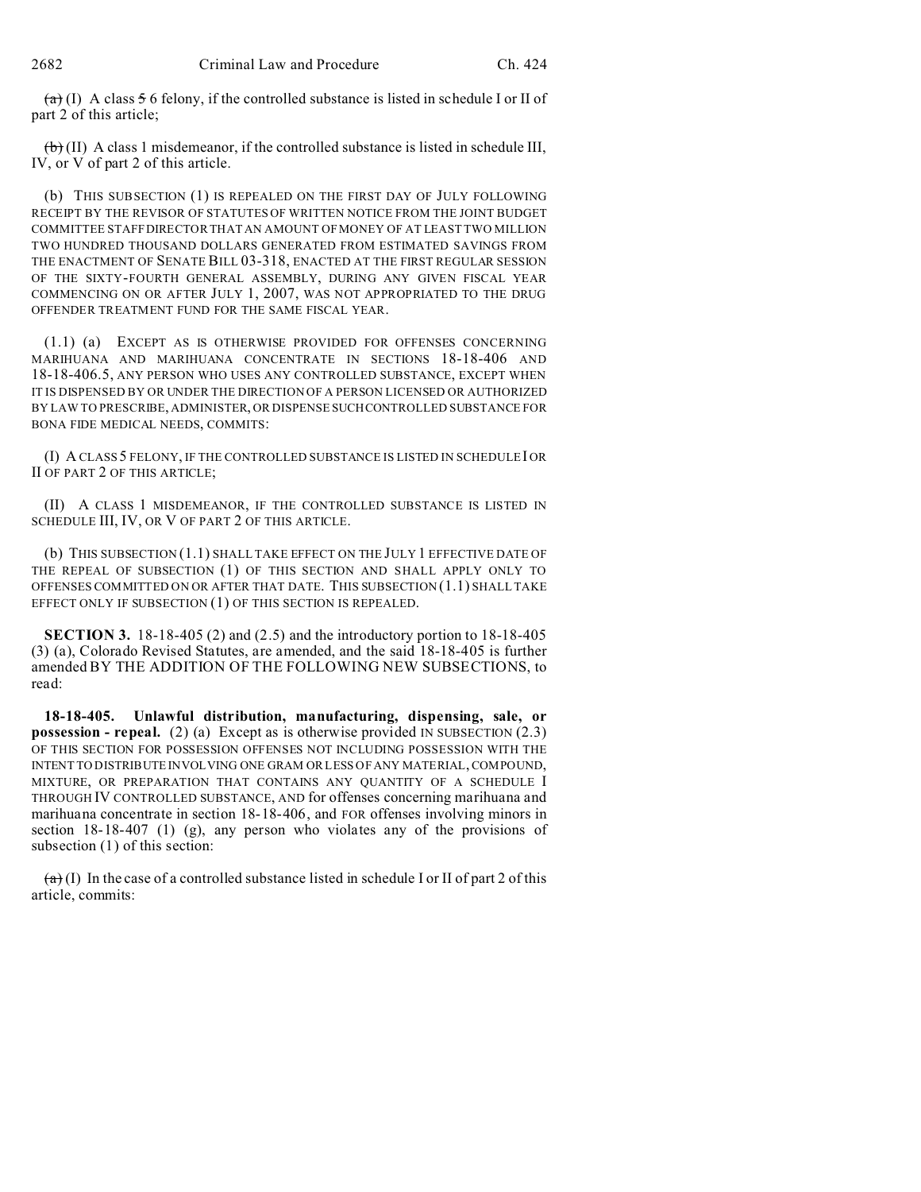~~(a)~~ (I) A class ~~5~~ 6 felony, if the controlled substance is listed in schedule I or II of part 2 of this article;

~~(b)~~ (II) A class 1 misdemeanor, if the controlled substance is listed in schedule III, IV, or V of part 2 of this article.

(b) THIS SUBSECTION (1) IS REPEALED ON THE FIRST DAY OF JULY FOLLOWING RECEIPT BY THE REVISOR OF STATUTES OF WRITTEN NOTICE FROM THE JOINT BUDGET COMMITTEE STAFF DIRECTOR THAT AN AMOUNT OF MONEY OF AT LEAST TWO MILLION TWO HUNDRED THOUSAND DOLLARS GENERATED FROM ESTIMATED SAVINGS FROM THE ENACTMENT OF SENATE BILL 03-318, ENACTED AT THE FIRST REGULAR SESSION OF THE SIXTY-FOURTH GENERAL ASSEMBLY, DURING ANY GIVEN FISCAL YEAR COMMENCING ON OR AFTER JULY 1, 2007, WAS NOT APPROPRIATED TO THE DRUG OFFENDER TREATMENT FUND FOR THE SAME FISCAL YEAR.

(1.1) (a) EXCEPT AS IS OTHERWISE PROVIDED FOR OFFENSES CONCERNING MARIHUANA AND MARIHUANA CONCENTRATE IN SECTIONS 18-18-406 AND 18-18-406.5, ANY PERSON WHO USES ANY CONTROLLED SUBSTANCE, EXCEPT WHEN IT IS DISPENSED BY OR UNDER THE DIRECTION OF A PERSON LICENSED OR AUTHORIZED BY LAW TO PRESCRIBE, ADMINISTER, OR DISPENSE SUCH CONTROLLED SUBSTANCE FOR BONA FIDE MEDICAL NEEDS, COMMITS:

(I) A CLASS 5 FELONY, IF THE CONTROLLED SUBSTANCE IS LISTED IN SCHEDULE I OR II OF PART 2 OF THIS ARTICLE;

(II) A CLASS 1 MISDEMEANOR, IF THE CONTROLLED SUBSTANCE IS LISTED IN SCHEDULE III, IV, OR V OF PART 2 OF THIS ARTICLE.

(b) THIS SUBSECTION (1.1) SHALL TAKE EFFECT ON THE JULY 1 EFFECTIVE DATE OF THE REPEAL OF SUBSECTION (1) OF THIS SECTION AND SHALL APPLY ONLY TO OFFENSES COMMITTED ON OR AFTER THAT DATE. THIS SUBSECTION (1.1) SHALL TAKE EFFECT ONLY IF SUBSECTION (1) OF THIS SECTION IS REPEALED.

**SECTION 3.** 18-18-405 (2) and (2.5) and the introductory portion to 18-18-405 (3) (a), Colorado Revised Statutes, are amended, and the said 18-18-405 is further amended BY THE ADDITION OF THE FOLLOWING NEW SUBSECTIONS, to read:

**18-18-405. Unlawful distribution, manufacturing, dispensing, sale, or possession - repeal.** (2) (a) Except as is otherwise provided IN SUBSECTION (2.3) OF THIS SECTION FOR POSSESSION OFFENSES NOT INCLUDING POSSESSION WITH THE INTENT TO DISTRIBUTE INVOLVING ONE GRAM OR LESS OF ANY MATERIAL, COMPOUND, MIXTURE, OR PREPARATION THAT CONTAINS ANY QUANTITY OF A SCHEDULE I THROUGH IV CONTROLLED SUBSTANCE, AND for offenses concerning marihuana and marihuana concentrate in section 18-18-406, and FOR offenses involving minors in section 18-18-407 (1) (g), any person who violates any of the provisions of subsection (1) of this section:

~~(a)~~ (I) In the case of a controlled substance listed in schedule I or II of part 2 of this article, commits: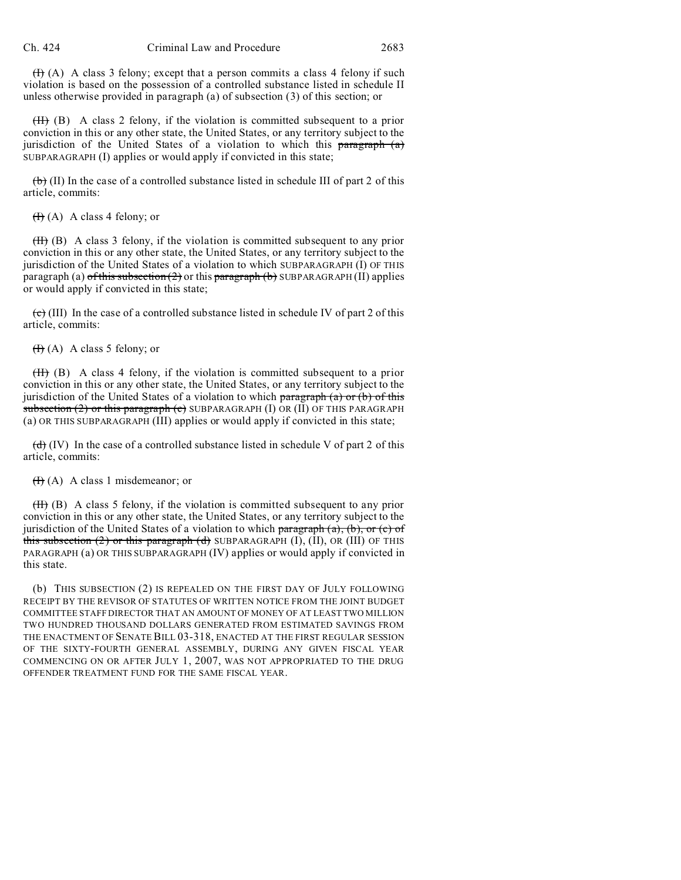~~(I)~~ (A) A class 3 felony; except that a person commits a class 4 felony if such violation is based on the possession of a controlled substance listed in schedule II unless otherwise provided in paragraph (a) of subsection (3) of this section; or

~~(II)~~ (B) A class 2 felony, if the violation is committed subsequent to a prior conviction in this or any other state, the United States, or any territory subject to the jurisdiction of the United States of a violation to which this ~~paragraph (a)~~ SUBPARAGRAPH (I) applies or would apply if convicted in this state;

~~(b)~~ (II) In the case of a controlled substance listed in schedule III of part 2 of this article, commits:

~~(I)~~ (A) A class 4 felony; or

~~(II)~~ (B) A class 3 felony, if the violation is committed subsequent to any prior conviction in this or any other state, the United States, or any territory subject to the jurisdiction of the United States of a violation to which SUBPARAGRAPH (I) OF THIS paragraph (a) ~~of this subsection (2)~~ or this ~~paragraph (b)~~ SUBPARAGRAPH (II) applies or would apply if convicted in this state;

~~(c)~~ (III) In the case of a controlled substance listed in schedule IV of part 2 of this article, commits:

~~(I)~~ (A) A class 5 felony; or

~~(II)~~ (B) A class 4 felony, if the violation is committed subsequent to a prior conviction in this or any other state, the United States, or any territory subject to the jurisdiction of the United States of a violation to which ~~paragraph (a) or (b) of this subsection (2) or this paragraph (c)~~ SUBPARAGRAPH (I) OR (II) OF THIS PARAGRAPH (a) OR THIS SUBPARAGRAPH (III) applies or would apply if convicted in this state;

~~(d)~~ (IV) In the case of a controlled substance listed in schedule V of part 2 of this article, commits:

~~(I)~~ (A) A class 1 misdemeanor; or

~~(II)~~ (B) A class 5 felony, if the violation is committed subsequent to any prior conviction in this or any other state, the United States, or any territory subject to the jurisdiction of the United States of a violation to which ~~paragraph (a), (b), or (c) of this subsection (2) or this paragraph (d)~~ SUBPARAGRAPH (I), (II), OR (III) OF THIS PARAGRAPH (a) OR THIS SUBPARAGRAPH (IV) applies or would apply if convicted in this state.

(b) THIS SUBSECTION (2) IS REPEALED ON THE FIRST DAY OF JULY FOLLOWING RECEIPT BY THE REVISOR OF STATUTES OF WRITTEN NOTICE FROM THE JOINT BUDGET COMMITTEE STAFF DIRECTOR THAT AN AMOUNT OF MONEY OF AT LEAST TWO MILLION TWO HUNDRED THOUSAND DOLLARS GENERATED FROM ESTIMATED SAVINGS FROM THE ENACTMENT OF SENATE BILL 03-318, ENACTED AT THE FIRST REGULAR SESSION OF THE SIXTY-FOURTH GENERAL ASSEMBLY, DURING ANY GIVEN FISCAL YEAR COMMENCING ON OR AFTER JULY 1, 2007, WAS NOT APPROPRIATED TO THE DRUG OFFENDER TREATMENT FUND FOR THE SAME FISCAL YEAR.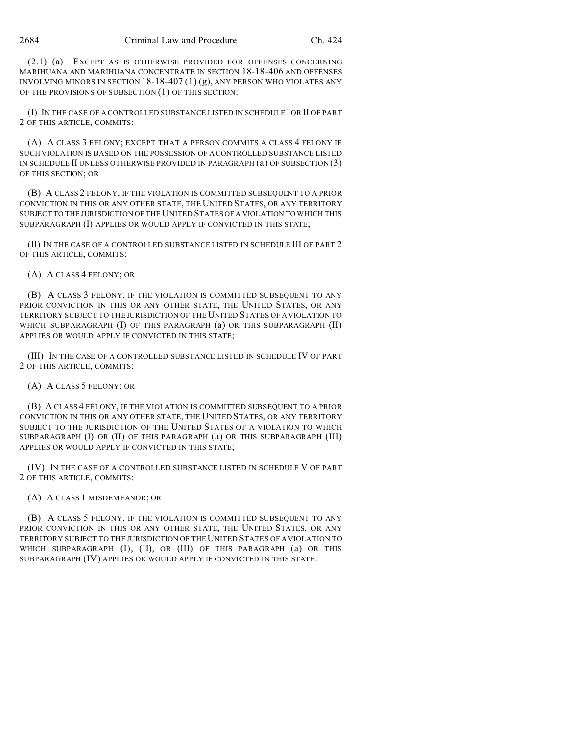(2.1) (a) EXCEPT AS IS OTHERWISE PROVIDED FOR OFFENSES CONCERNING MARIHUANA AND MARIHUANA CONCENTRATE IN SECTION 18-18-406 AND OFFENSES INVOLVING MINORS IN SECTION 18-18-407 (1) (g), ANY PERSON WHO VIOLATES ANY OF THE PROVISIONS OF SUBSECTION (1) OF THIS SECTION:

(I) IN THE CASE OF A CONTROLLED SUBSTANCE LISTED IN SCHEDULE I OR II OF PART 2 OF THIS ARTICLE, COMMITS:

(A) A CLASS 3 FELONY; EXCEPT THAT A PERSON COMMITS A CLASS 4 FELONY IF SUCH VIOLATION IS BASED ON THE POSSESSION OF A CONTROLLED SUBSTANCE LISTED IN SCHEDULE II UNLESS OTHERWISE PROVIDED IN PARAGRAPH (a) OF SUBSECTION (3) OF THIS SECTION; OR

(B) A CLASS 2 FELONY, IF THE VIOLATION IS COMMITTED SUBSEQUENT TO A PRIOR CONVICTION IN THIS OR ANY OTHER STATE, THE UNITED STATES, OR ANY TERRITORY SUBJECT TO THE JURISDICTION OF THE UNITED STATES OF A VIOLATION TO WHICH THIS SUBPARAGRAPH (I) APPLIES OR WOULD APPLY IF CONVICTED IN THIS STATE;

(II) IN THE CASE OF A CONTROLLED SUBSTANCE LISTED IN SCHEDULE III OF PART 2 OF THIS ARTICLE, COMMITS:

(A) A CLASS 4 FELONY; OR

(B) A CLASS 3 FELONY, IF THE VIOLATION IS COMMITTED SUBSEQUENT TO ANY PRIOR CONVICTION IN THIS OR ANY OTHER STATE, THE UNITED STATES, OR ANY TERRITORY SUBJECT TO THE JURISDICTION OF THE UNITED STATES OF A VIOLATION TO WHICH SUBPARAGRAPH (I) OF THIS PARAGRAPH (a) OR THIS SUBPARAGRAPH (II) APPLIES OR WOULD APPLY IF CONVICTED IN THIS STATE;

(III) IN THE CASE OF A CONTROLLED SUBSTANCE LISTED IN SCHEDULE IV OF PART 2 OF THIS ARTICLE, COMMITS:

(A) A CLASS 5 FELONY; OR

(B) A CLASS 4 FELONY, IF THE VIOLATION IS COMMITTED SUBSEQUENT TO A PRIOR CONVICTION IN THIS OR ANY OTHER STATE, THE UNITED STATES, OR ANY TERRITORY SUBJECT TO THE JURISDICTION OF THE UNITED STATES OF A VIOLATION TO WHICH SUBPARAGRAPH (I) OR (II) OF THIS PARAGRAPH (a) OR THIS SUBPARAGRAPH (III) APPLIES OR WOULD APPLY IF CONVICTED IN THIS STATE;

(IV) IN THE CASE OF A CONTROLLED SUBSTANCE LISTED IN SCHEDULE V OF PART 2 OF THIS ARTICLE, COMMITS:

(A) A CLASS 1 MISDEMEANOR; OR

(B) A CLASS 5 FELONY, IF THE VIOLATION IS COMMITTED SUBSEQUENT TO ANY PRIOR CONVICTION IN THIS OR ANY OTHER STATE, THE UNITED STATES, OR ANY TERRITORY SUBJECT TO THE JURISDICTION OF THE UNITED STATES OF A VIOLATION TO WHICH SUBPARAGRAPH (I), (II), OR (III) OF THIS PARAGRAPH (a) OR THIS SUBPARAGRAPH (IV) APPLIES OR WOULD APPLY IF CONVICTED IN THIS STATE.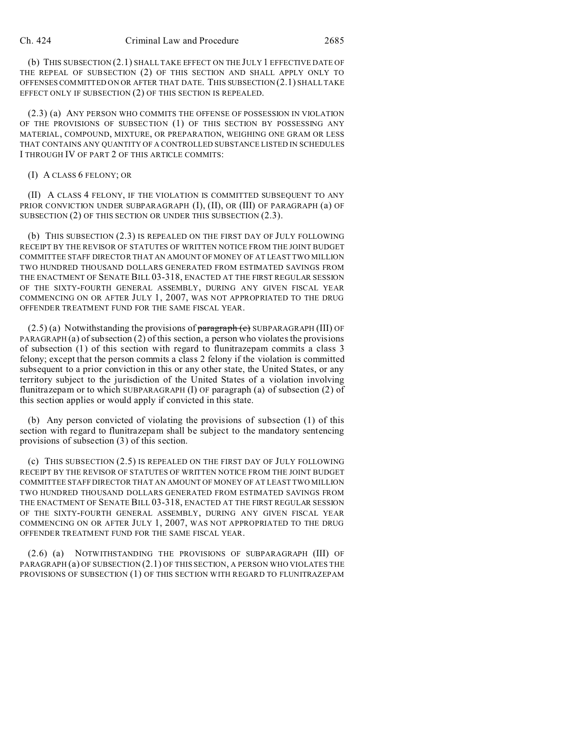(b) THIS SUBSECTION (2.1) SHALL TAKE EFFECT ON THE JULY 1 EFFECTIVE DATE OF THE REPEAL OF SUBSECTION (2) OF THIS SECTION AND SHALL APPLY ONLY TO OFFENSES COMMITTED ON OR AFTER THAT DATE. THIS SUBSECTION (2.1) SHALL TAKE EFFECT ONLY IF SUBSECTION (2) OF THIS SECTION IS REPEALED.

(2.3) (a) ANY PERSON WHO COMMITS THE OFFENSE OF POSSESSION IN VIOLATION OF THE PROVISIONS OF SUBSECTION (1) OF THIS SECTION BY POSSESSING ANY MATERIAL, COMPOUND, MIXTURE, OR PREPARATION, WEIGHING ONE GRAM OR LESS THAT CONTAINS ANY QUANTITY OF A CONTROLLED SUBSTANCE LISTED IN SCHEDULES I THROUGH IV OF PART 2 OF THIS ARTICLE COMMITS:

(I) A CLASS 6 FELONY; OR

(II) A CLASS 4 FELONY, IF THE VIOLATION IS COMMITTED SUBSEQUENT TO ANY PRIOR CONVICTION UNDER SUBPARAGRAPH (I), (II), OR (III) OF PARAGRAPH (a) OF SUBSECTION (2) OF THIS SECTION OR UNDER THIS SUBSECTION (2.3).

(b) THIS SUBSECTION (2.3) IS REPEALED ON THE FIRST DAY OF JULY FOLLOWING RECEIPT BY THE REVISOR OF STATUTES OF WRITTEN NOTICE FROM THE JOINT BUDGET COMMITTEE STAFF DIRECTOR THAT AN AMOUNT OF MONEY OF AT LEAST TWO MILLION TWO HUNDRED THOUSAND DOLLARS GENERATED FROM ESTIMATED SAVINGS FROM THE ENACTMENT OF SENATE BILL 03-318, ENACTED AT THE FIRST REGULAR SESSION OF THE SIXTY-FOURTH GENERAL ASSEMBLY, DURING ANY GIVEN FISCAL YEAR COMMENCING ON OR AFTER JULY 1, 2007, WAS NOT APPROPRIATED TO THE DRUG OFFENDER TREATMENT FUND FOR THE SAME FISCAL YEAR.

(2.5) (a) Notwithstanding the provisions of ~~paragraph (c)~~ SUBPARAGRAPH (III) OF PARAGRAPH (a) of subsection (2) of this section, a person who violates the provisions of subsection (1) of this section with regard to flunitrazepam commits a class 3 felony; except that the person commits a class 2 felony if the violation is committed subsequent to a prior conviction in this or any other state, the United States, or any territory subject to the jurisdiction of the United States of a violation involving flunitrazepam or to which SUBPARAGRAPH (I) OF paragraph (a) of subsection (2) of this section applies or would apply if convicted in this state.

(b) Any person convicted of violating the provisions of subsection (1) of this section with regard to flunitrazepam shall be subject to the mandatory sentencing provisions of subsection (3) of this section.

(c) THIS SUBSECTION (2.5) IS REPEALED ON THE FIRST DAY OF JULY FOLLOWING RECEIPT BY THE REVISOR OF STATUTES OF WRITTEN NOTICE FROM THE JOINT BUDGET COMMITTEE STAFF DIRECTOR THAT AN AMOUNT OF MONEY OF AT LEAST TWO MILLION TWO HUNDRED THOUSAND DOLLARS GENERATED FROM ESTIMATED SAVINGS FROM THE ENACTMENT OF SENATE BILL 03-318, ENACTED AT THE FIRST REGULAR SESSION OF THE SIXTY-FOURTH GENERAL ASSEMBLY, DURING ANY GIVEN FISCAL YEAR COMMENCING ON OR AFTER JULY 1, 2007, WAS NOT APPROPRIATED TO THE DRUG OFFENDER TREATMENT FUND FOR THE SAME FISCAL YEAR.

(2.6) (a) NOTWITHSTANDING THE PROVISIONS OF SUBPARAGRAPH (III) OF PARAGRAPH (a) OF SUBSECTION (2.1) OF THIS SECTION, A PERSON WHO VIOLATES THE PROVISIONS OF SUBSECTION (1) OF THIS SECTION WITH REGARD TO FLUNITRAZEPAM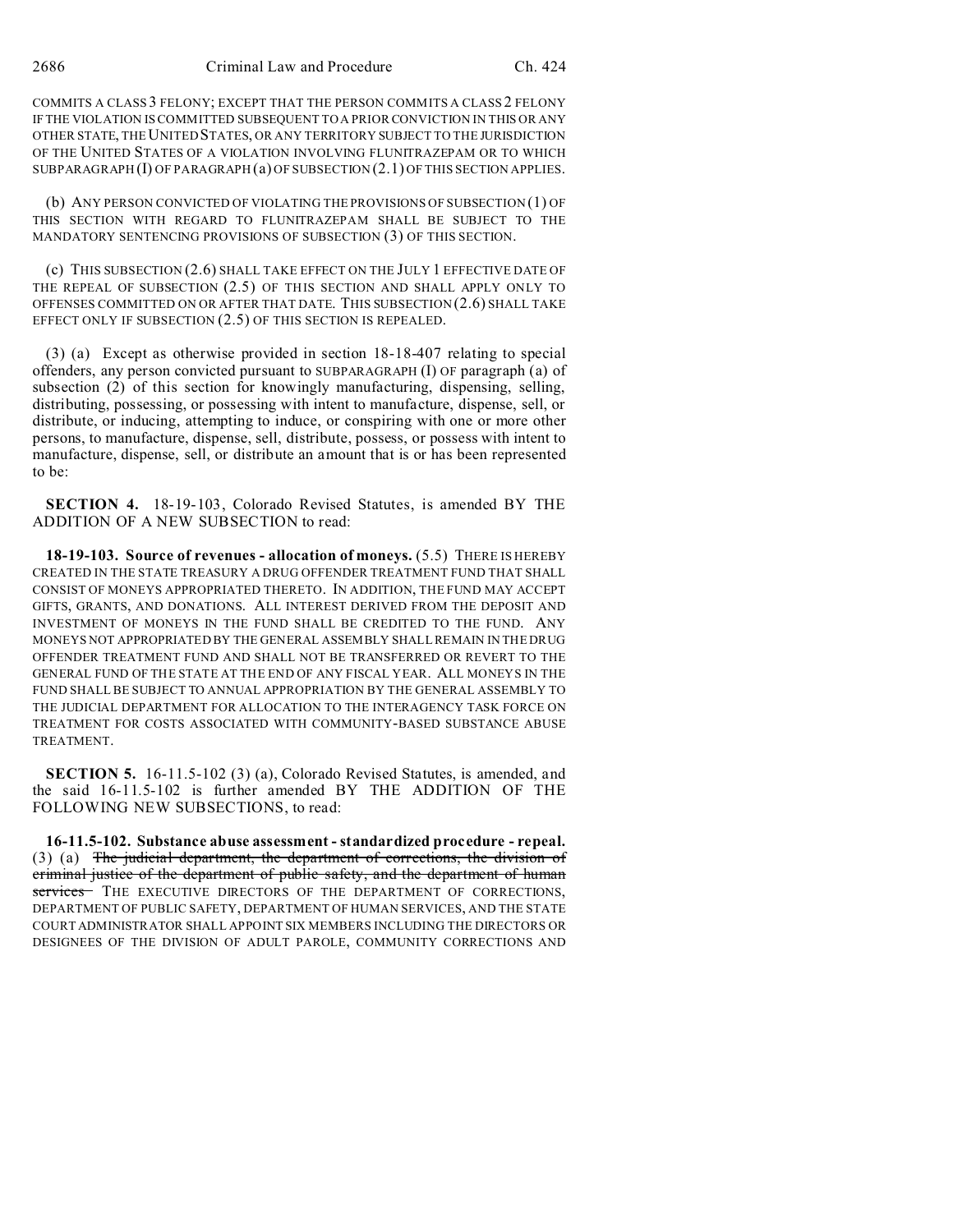COMMITS A CLASS 3 FELONY; EXCEPT THAT THE PERSON COMMITS A CLASS 2 FELONY IF THE VIOLATION IS COMMITTED SUBSEQUENT TO A PRIOR CONVICTION IN THIS OR ANY OTHER STATE, THE UNITED STATES, OR ANY TERRITORY SUBJECT TO THE JURISDICTION OF THE UNITED STATES OF A VIOLATION INVOLVING FLUNITRAZEPAM OR TO WHICH SUBPARAGRAPH (I) OF PARAGRAPH (a) OF SUBSECTION (2.1) OF THIS SECTION APPLIES.

(b) ANY PERSON CONVICTED OF VIOLATING THE PROVISIONS OF SUBSECTION (1) OF THIS SECTION WITH REGARD TO FLUNITRAZEPAM SHALL BE SUBJECT TO THE MANDATORY SENTENCING PROVISIONS OF SUBSECTION (3) OF THIS SECTION.

(c) THIS SUBSECTION (2.6) SHALL TAKE EFFECT ON THE JULY 1 EFFECTIVE DATE OF THE REPEAL OF SUBSECTION (2.5) OF THIS SECTION AND SHALL APPLY ONLY TO OFFENSES COMMITTED ON OR AFTER THAT DATE. THIS SUBSECTION (2.6) SHALL TAKE EFFECT ONLY IF SUBSECTION (2.5) OF THIS SECTION IS REPEALED.

(3) (a) Except as otherwise provided in section 18-18-407 relating to special offenders, any person convicted pursuant to SUBPARAGRAPH (I) OF paragraph (a) of subsection (2) of this section for knowingly manufacturing, dispensing, selling, distributing, possessing, or possessing with intent to manufacture, dispense, sell, or distribute, or inducing, attempting to induce, or conspiring with one or more other persons, to manufacture, dispense, sell, distribute, possess, or possess with intent to manufacture, dispense, sell, or distribute an amount that is or has been represented to be:

**SECTION 4.** 18-19-103, Colorado Revised Statutes, is amended BY THE ADDITION OF A NEW SUBSECTION to read:

**18-19-103. Source of revenues - allocation of moneys.** (5.5) THERE IS HEREBY CREATED IN THE STATE TREASURY A DRUG OFFENDER TREATMENT FUND THAT SHALL CONSIST OF MONEYS APPROPRIATED THERETO. IN ADDITION, THE FUND MAY ACCEPT GIFTS, GRANTS, AND DONATIONS. ALL INTEREST DERIVED FROM THE DEPOSIT AND INVESTMENT OF MONEYS IN THE FUND SHALL BE CREDITED TO THE FUND. ANY MONEYS NOT APPROPRIATED BY THE GENERAL ASSEMBLY SHALL REMAIN IN THE DRUG OFFENDER TREATMENT FUND AND SHALL NOT BE TRANSFERRED OR REVERT TO THE GENERAL FUND OF THE STATE AT THE END OF ANY FISCAL YEAR. ALL MONEYS IN THE FUND SHALL BE SUBJECT TO ANNUAL APPROPRIATION BY THE GENERAL ASSEMBLY TO THE JUDICIAL DEPARTMENT FOR ALLOCATION TO THE INTERAGENCY TASK FORCE ON TREATMENT FOR COSTS ASSOCIATED WITH COMMUNITY-BASED SUBSTANCE ABUSE TREATMENT.

**SECTION 5.** 16-11.5-102 (3) (a), Colorado Revised Statutes, is amended, and the said 16-11.5-102 is further amended BY THE ADDITION OF THE FOLLOWING NEW SUBSECTIONS, to read:

**16-11.5-102. Substance abuse assessment - standardized procedure - repeal.** (3) (a) ~~The judicial department, the department of corrections, the division of criminal justice of the department of public safety, and the department of human services~~ THE EXECUTIVE DIRECTORS OF THE DEPARTMENT OF CORRECTIONS, DEPARTMENT OF PUBLIC SAFETY, DEPARTMENT OF HUMAN SERVICES, AND THE STATE COURT ADMINISTRATOR SHALL APPOINT SIX MEMBERS INCLUDING THE DIRECTORS OR DESIGNEES OF THE DIVISION OF ADULT PAROLE, COMMUNITY CORRECTIONS AND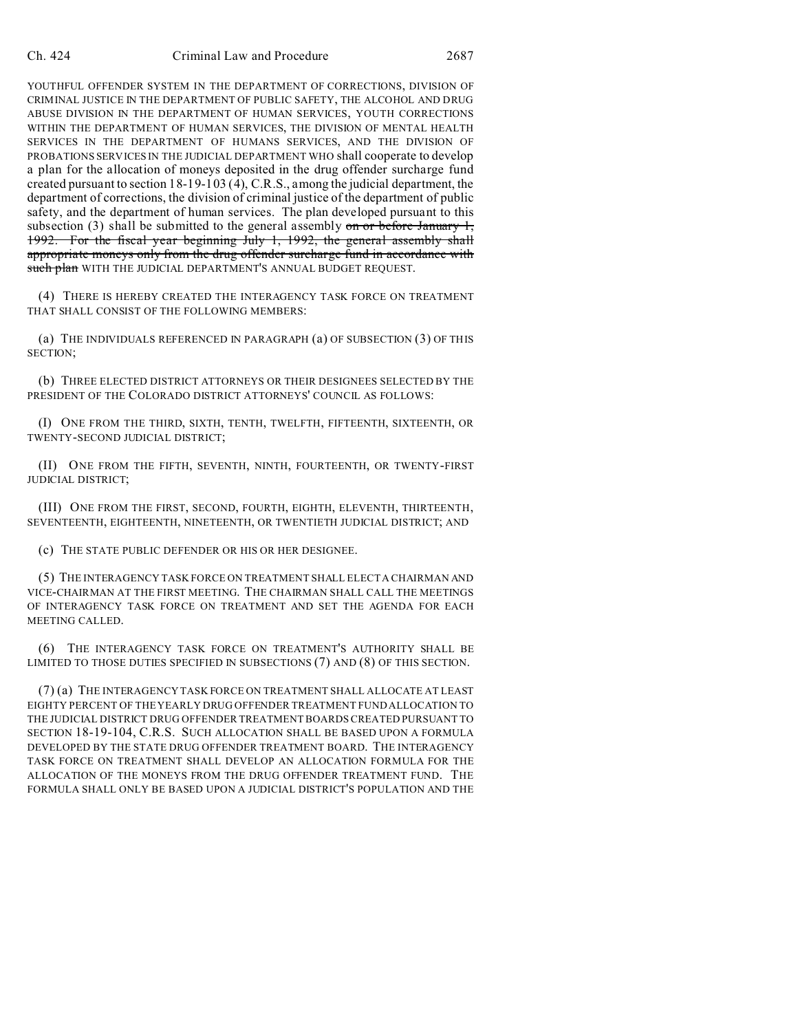YOUTHFUL OFFENDER SYSTEM IN THE DEPARTMENT OF CORRECTIONS, DIVISION OF CRIMINAL JUSTICE IN THE DEPARTMENT OF PUBLIC SAFETY, THE ALCOHOL AND DRUG ABUSE DIVISION IN THE DEPARTMENT OF HUMAN SERVICES, YOUTH CORRECTIONS WITHIN THE DEPARTMENT OF HUMAN SERVICES, THE DIVISION OF MENTAL HEALTH SERVICES IN THE DEPARTMENT OF HUMANS SERVICES, AND THE DIVISION OF PROBATIONS SERVICES IN THE JUDICIAL DEPARTMENT WHO shall cooperate to develop a plan for the allocation of moneys deposited in the drug offender surcharge fund created pursuant to section 18-19-103 (4), C.R.S., among the judicial department, the department of corrections, the division of criminal justice of the department of public safety, and the department of human services. The plan developed pursuant to this subsection (3) shall be submitted to the general assembly ~~on or before January 1, 1992. For the fiscal year beginning July 1, 1992, the general assembly shall appropriate moneys only from the drug offender surcharge fund in accordance with such plan~~ WITH THE JUDICIAL DEPARTMENT'S ANNUAL BUDGET REQUEST.

(4) THERE IS HEREBY CREATED THE INTERAGENCY TASK FORCE ON TREATMENT THAT SHALL CONSIST OF THE FOLLOWING MEMBERS:

(a) THE INDIVIDUALS REFERENCED IN PARAGRAPH (a) OF SUBSECTION (3) OF THIS SECTION;

(b) THREE ELECTED DISTRICT ATTORNEYS OR THEIR DESIGNEES SELECTED BY THE PRESIDENT OF THE COLORADO DISTRICT ATTORNEYS' COUNCIL AS FOLLOWS:

(I) ONE FROM THE THIRD, SIXTH, TENTH, TWELFTH, FIFTEENTH, SIXTEENTH, OR TWENTY-SECOND JUDICIAL DISTRICT;

(II) ONE FROM THE FIFTH, SEVENTH, NINTH, FOURTEENTH, OR TWENTY-FIRST JUDICIAL DISTRICT;

(III) ONE FROM THE FIRST, SECOND, FOURTH, EIGHTH, ELEVENTH, THIRTEENTH, SEVENTEENTH, EIGHTEENTH, NINETEENTH, OR TWENTIETH JUDICIAL DISTRICT; AND

(c) THE STATE PUBLIC DEFENDER OR HIS OR HER DESIGNEE.

(5) THE INTERAGENCY TASK FORCE ON TREATMENT SHALL ELECT A CHAIRMAN AND VICE-CHAIRMAN AT THE FIRST MEETING. THE CHAIRMAN SHALL CALL THE MEETINGS OF INTERAGENCY TASK FORCE ON TREATMENT AND SET THE AGENDA FOR EACH MEETING CALLED.

(6) THE INTERAGENCY TASK FORCE ON TREATMENT'S AUTHORITY SHALL BE LIMITED TO THOSE DUTIES SPECIFIED IN SUBSECTIONS (7) AND (8) OF THIS SECTION.

(7) (a) THE INTERAGENCY TASK FORCE ON TREATMENT SHALL ALLOCATE AT LEAST EIGHTY PERCENT OF THE YEARLY DRUG OFFENDER TREATMENT FUND ALLOCATION TO THE JUDICIAL DISTRICT DRUG OFFENDER TREATMENT BOARDS CREATED PURSUANT TO SECTION 18-19-104, C.R.S. SUCH ALLOCATION SHALL BE BASED UPON A FORMULA DEVELOPED BY THE STATE DRUG OFFENDER TREATMENT BOARD. THE INTERAGENCY TASK FORCE ON TREATMENT SHALL DEVELOP AN ALLOCATION FORMULA FOR THE ALLOCATION OF THE MONEYS FROM THE DRUG OFFENDER TREATMENT FUND. THE FORMULA SHALL ONLY BE BASED UPON A JUDICIAL DISTRICT'S POPULATION AND THE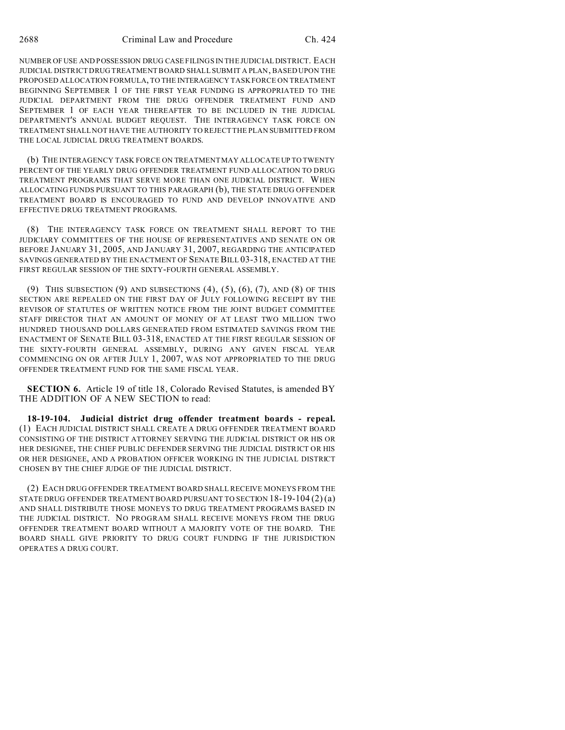NUMBER OF USE AND POSSESSION DRUG CASE FILINGS IN THE JUDICIAL DISTRICT. EACH JUDICIAL DISTRICT DRUG TREATMENT BOARD SHALL SUBMIT A PLAN, BASED UPON THE PROPOSED ALLOCATION FORMULA, TO THE INTERAGENCY TASK FORCE ON TREATMENT BEGINNING SEPTEMBER 1 OF THE FIRST YEAR FUNDING IS APPROPRIATED TO THE JUDICIAL DEPARTMENT FROM THE DRUG OFFENDER TREATMENT FUND AND SEPTEMBER 1 OF EACH YEAR THEREAFTER TO BE INCLUDED IN THE JUDICIAL DEPARTMENT'S ANNUAL BUDGET REQUEST. THE INTERAGENCY TASK FORCE ON TREATMENT SHALL NOT HAVE THE AUTHORITY TO REJECT THE PLAN SUBMITTED FROM THE LOCAL JUDICIAL DRUG TREATMENT BOARDS.

(b) THE INTERAGENCY TASK FORCE ON TREATMENT MAY ALLOCATE UP TO TWENTY PERCENT OF THE YEARLY DRUG OFFENDER TREATMENT FUND ALLOCATION TO DRUG TREATMENT PROGRAMS THAT SERVE MORE THAN ONE JUDICIAL DISTRICT. WHEN ALLOCATING FUNDS PURSUANT TO THIS PARAGRAPH (b), THE STATE DRUG OFFENDER TREATMENT BOARD IS ENCOURAGED TO FUND AND DEVELOP INNOVATIVE AND EFFECTIVE DRUG TREATMENT PROGRAMS.

(8) THE INTERAGENCY TASK FORCE ON TREATMENT SHALL REPORT TO THE JUDICIARY COMMITTEES OF THE HOUSE OF REPRESENTATIVES AND SENATE ON OR BEFORE JANUARY 31, 2005, AND JANUARY 31, 2007, REGARDING THE ANTICIPATED SAVINGS GENERATED BY THE ENACTMENT OF SENATE BILL 03-318, ENACTED AT THE FIRST REGULAR SESSION OF THE SIXTY-FOURTH GENERAL ASSEMBLY.

(9) THIS SUBSECTION (9) AND SUBSECTIONS (4), (5), (6), (7), AND (8) OF THIS SECTION ARE REPEALED ON THE FIRST DAY OF JULY FOLLOWING RECEIPT BY THE REVISOR OF STATUTES OF WRITTEN NOTICE FROM THE JOINT BUDGET COMMITTEE STAFF DIRECTOR THAT AN AMOUNT OF MONEY OF AT LEAST TWO MILLION TWO HUNDRED THOUSAND DOLLARS GENERATED FROM ESTIMATED SAVINGS FROM THE ENACTMENT OF SENATE BILL 03-318, ENACTED AT THE FIRST REGULAR SESSION OF THE SIXTY-FOURTH GENERAL ASSEMBLY, DURING ANY GIVEN FISCAL YEAR COMMENCING ON OR AFTER JULY 1, 2007, WAS NOT APPROPRIATED TO THE DRUG OFFENDER TREATMENT FUND FOR THE SAME FISCAL YEAR.

**SECTION 6.** Article 19 of title 18, Colorado Revised Statutes, is amended BY THE ADDITION OF A NEW SECTION to read:

**18-19-104. Judicial district drug offender treatment boards - repeal.** (1) EACH JUDICIAL DISTRICT SHALL CREATE A DRUG OFFENDER TREATMENT BOARD CONSISTING OF THE DISTRICT ATTORNEY SERVING THE JUDICIAL DISTRICT OR HIS OR HER DESIGNEE, THE CHIEF PUBLIC DEFENDER SERVING THE JUDICIAL DISTRICT OR HIS OR HER DESIGNEE, AND A PROBATION OFFICER WORKING IN THE JUDICIAL DISTRICT CHOSEN BY THE CHIEF JUDGE OF THE JUDICIAL DISTRICT.

(2) EACH DRUG OFFENDER TREATMENT BOARD SHALL RECEIVE MONEYS FROM THE STATE DRUG OFFENDER TREATMENT BOARD PURSUANT TO SECTION 18-19-104 (2)(a) AND SHALL DISTRIBUTE THOSE MONEYS TO DRUG TREATMENT PROGRAMS BASED IN THE JUDICIAL DISTRICT. NO PROGRAM SHALL RECEIVE MONEYS FROM THE DRUG OFFENDER TREATMENT BOARD WITHOUT A MAJORITY VOTE OF THE BOARD. THE BOARD SHALL GIVE PRIORITY TO DRUG COURT FUNDING IF THE JURISDICTION OPERATES A DRUG COURT.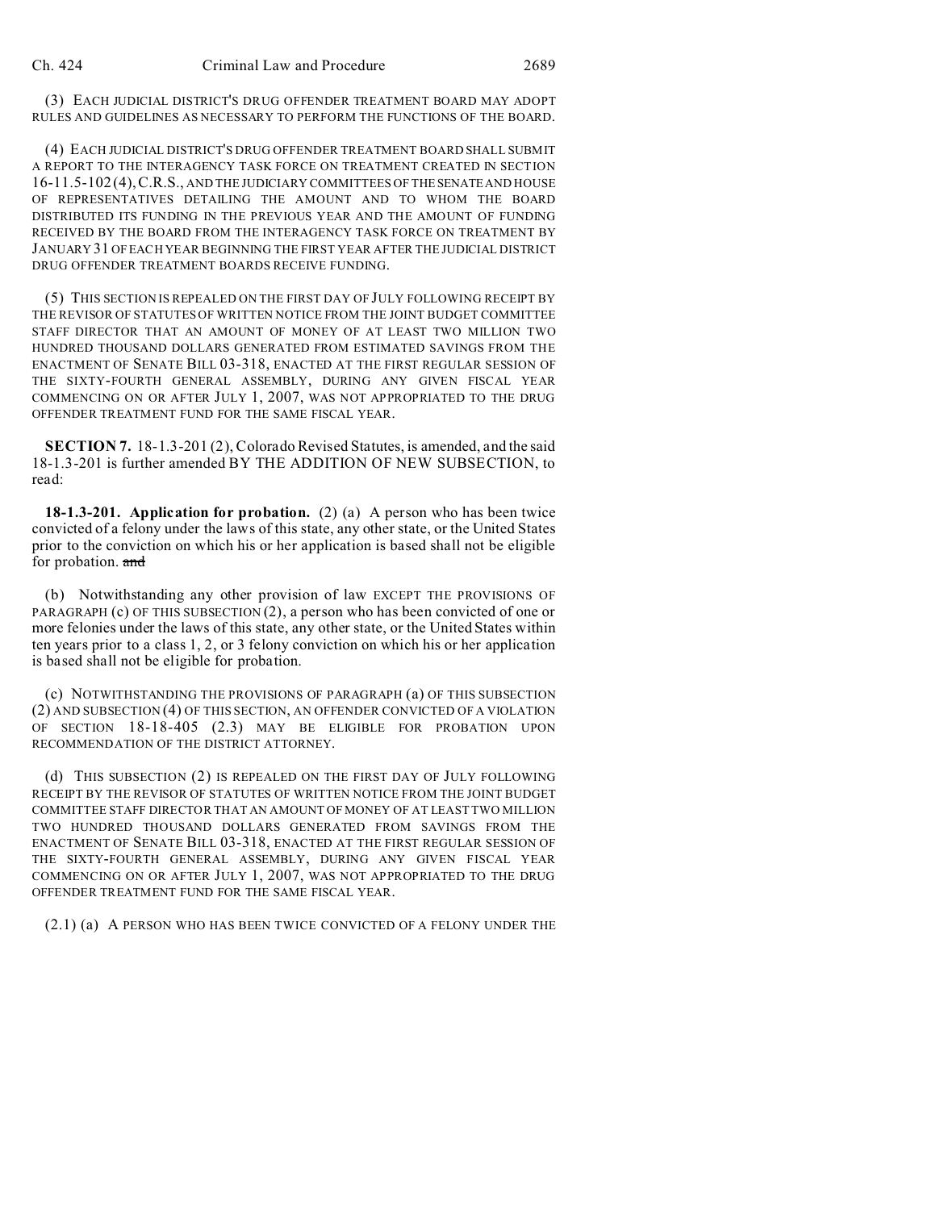(3) EACH JUDICIAL DISTRICT'S DRUG OFFENDER TREATMENT BOARD MAY ADOPT RULES AND GUIDELINES AS NECESSARY TO PERFORM THE FUNCTIONS OF THE BOARD.

(4) EACH JUDICIAL DISTRICT'S DRUG OFFENDER TREATMENT BOARD SHALL SUBMIT A REPORT TO THE INTERAGENCY TASK FORCE ON TREATMENT CREATED IN SECTION 16-11.5-102 (4), C.R.S., AND THE JUDICIARY COMMITTEES OF THE SENATE AND HOUSE OF REPRESENTATIVES DETAILING THE AMOUNT AND TO WHOM THE BOARD DISTRIBUTED ITS FUNDING IN THE PREVIOUS YEAR AND THE AMOUNT OF FUNDING RECEIVED BY THE BOARD FROM THE INTERAGENCY TASK FORCE ON TREATMENT BY JANUARY 31 OF EACH YEAR BEGINNING THE FIRST YEAR AFTER THE JUDICIAL DISTRICT DRUG OFFENDER TREATMENT BOARDS RECEIVE FUNDING.

(5) THIS SECTION IS REPEALED ON THE FIRST DAY OF JULY FOLLOWING RECEIPT BY THE REVISOR OF STATUTES OF WRITTEN NOTICE FROM THE JOINT BUDGET COMMITTEE STAFF DIRECTOR THAT AN AMOUNT OF MONEY OF AT LEAST TWO MILLION TWO HUNDRED THOUSAND DOLLARS GENERATED FROM ESTIMATED SAVINGS FROM THE ENACTMENT OF SENATE BILL 03-318, ENACTED AT THE FIRST REGULAR SESSION OF THE SIXTY-FOURTH GENERAL ASSEMBLY, DURING ANY GIVEN FISCAL YEAR COMMENCING ON OR AFTER JULY 1, 2007, WAS NOT APPROPRIATED TO THE DRUG OFFENDER TREATMENT FUND FOR THE SAME FISCAL YEAR.

**SECTION 7.** 18-1.3-201 (2), Colorado Revised Statutes, is amended, and the said 18-1.3-201 is further amended BY THE ADDITION OF NEW SUBSECTION, to read:

**18-1.3-201. Application for probation.** (2) (a) A person who has been twice convicted of a felony under the laws of this state, any other state, or the United States prior to the conviction on which his or her application is based shall not be eligible for probation. ~~and~~

(b) Notwithstanding any other provision of law EXCEPT THE PROVISIONS OF PARAGRAPH (c) OF THIS SUBSECTION (2), a person who has been convicted of one or more felonies under the laws of this state, any other state, or the United States within ten years prior to a class 1, 2, or 3 felony conviction on which his or her application is based shall not be eligible for probation.

(c) NOTWITHSTANDING THE PROVISIONS OF PARAGRAPH (a) OF THIS SUBSECTION (2) AND SUBSECTION (4) OF THIS SECTION, AN OFFENDER CONVICTED OF A VIOLATION OF SECTION 18-18-405 (2.3) MAY BE ELIGIBLE FOR PROBATION UPON RECOMMENDATION OF THE DISTRICT ATTORNEY.

(d) THIS SUBSECTION (2) IS REPEALED ON THE FIRST DAY OF JULY FOLLOWING RECEIPT BY THE REVISOR OF STATUTES OF WRITTEN NOTICE FROM THE JOINT BUDGET COMMITTEE STAFF DIRECTOR THAT AN AMOUNT OF MONEY OF AT LEAST TWO MILLION TWO HUNDRED THOUSAND DOLLARS GENERATED FROM SAVINGS FROM THE ENACTMENT OF SENATE BILL 03-318, ENACTED AT THE FIRST REGULAR SESSION OF THE SIXTY-FOURTH GENERAL ASSEMBLY, DURING ANY GIVEN FISCAL YEAR COMMENCING ON OR AFTER JULY 1, 2007, WAS NOT APPROPRIATED TO THE DRUG OFFENDER TREATMENT FUND FOR THE SAME FISCAL YEAR.

(2.1) (a) A PERSON WHO HAS BEEN TWICE CONVICTED OF A FELONY UNDER THE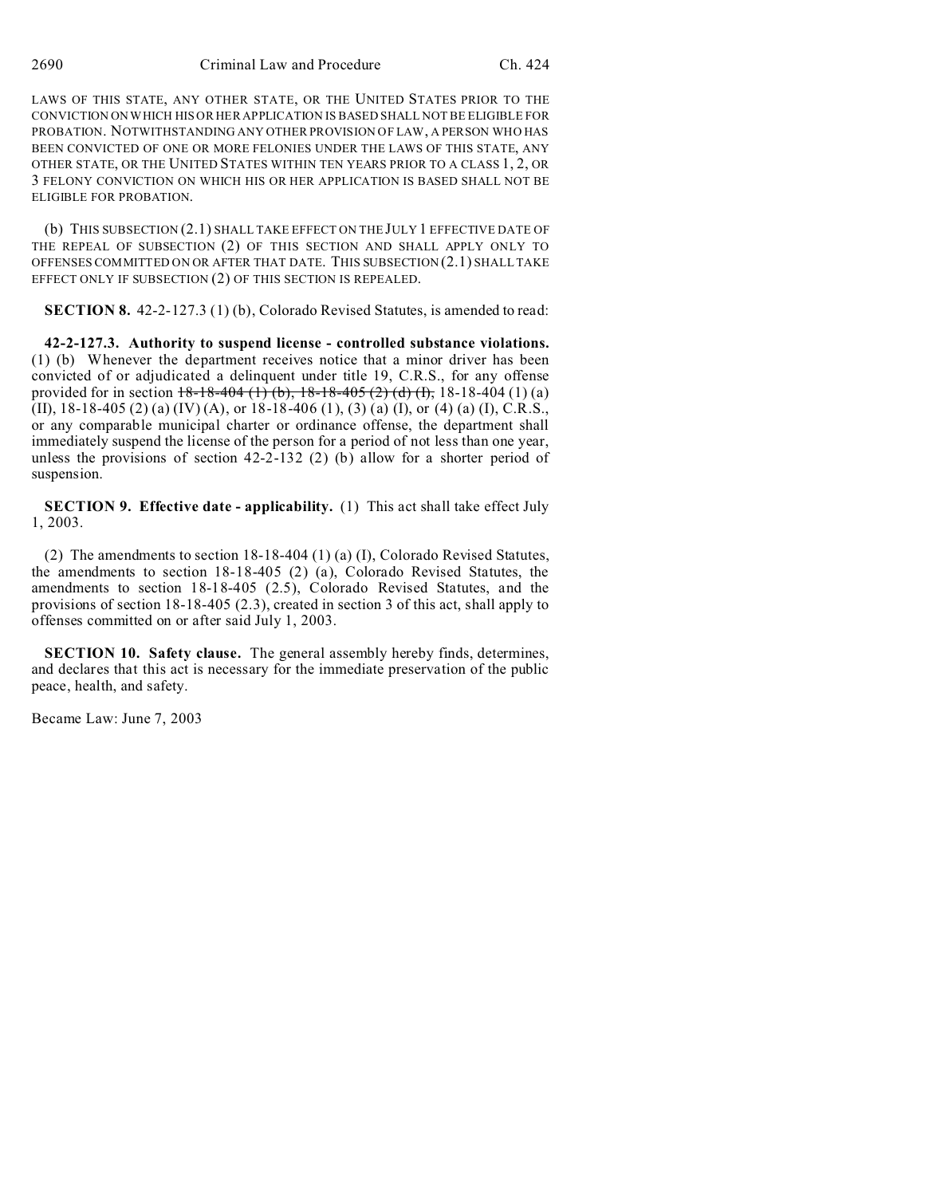LAWS OF THIS STATE, ANY OTHER STATE, OR THE UNITED STATES PRIOR TO THE CONVICTION ON WHICH HIS OR HER APPLICATION IS BASED SHALL NOT BE ELIGIBLE FOR PROBATION. NOTWITHSTANDING ANY OTHER PROVISION OF LAW, A PERSON WHO HAS BEEN CONVICTED OF ONE OR MORE FELONIES UNDER THE LAWS OF THIS STATE, ANY OTHER STATE, OR THE UNITED STATES WITHIN TEN YEARS PRIOR TO A CLASS 1, 2, OR 3 FELONY CONVICTION ON WHICH HIS OR HER APPLICATION IS BASED SHALL NOT BE ELIGIBLE FOR PROBATION.

(b) THIS SUBSECTION (2.1) SHALL TAKE EFFECT ON THE JULY 1 EFFECTIVE DATE OF THE REPEAL OF SUBSECTION (2) OF THIS SECTION AND SHALL APPLY ONLY TO OFFENSES COMMITTED ON OR AFTER THAT DATE. THIS SUBSECTION (2.1) SHALL TAKE EFFECT ONLY IF SUBSECTION (2) OF THIS SECTION IS REPEALED.

**SECTION 8.** 42-2-127.3 (1) (b), Colorado Revised Statutes, is amended to read:

**42-2-127.3. Authority to suspend license - controlled substance violations.** (1) (b) Whenever the department receives notice that a minor driver has been convicted of or adjudicated a delinquent under title 19, C.R.S., for any offense provided for in section ~~18-18-404 (1) (b), 18-18-405 (2) (d) (I),~~ 18-18-404 (1) (a) (II), 18-18-405 (2) (a) (IV) (A), or 18-18-406 (1), (3) (a) (I), or (4) (a) (I), C.R.S., or any comparable municipal charter or ordinance offense, the department shall immediately suspend the license of the person for a period of not less than one year, unless the provisions of section 42-2-132 (2) (b) allow for a shorter period of suspension.

**SECTION 9. Effective date - applicability.** (1) This act shall take effect July 1, 2003.

(2) The amendments to section 18-18-404 (1) (a) (I), Colorado Revised Statutes, the amendments to section 18-18-405 (2) (a), Colorado Revised Statutes, the amendments to section 18-18-405 (2.5), Colorado Revised Statutes, and the provisions of section 18-18-405 (2.3), created in section 3 of this act, shall apply to offenses committed on or after said July 1, 2003.

**SECTION 10. Safety clause.** The general assembly hereby finds, determines, and declares that this act is necessary for the immediate preservation of the public peace, health, and safety.

Became Law: June 7, 2003